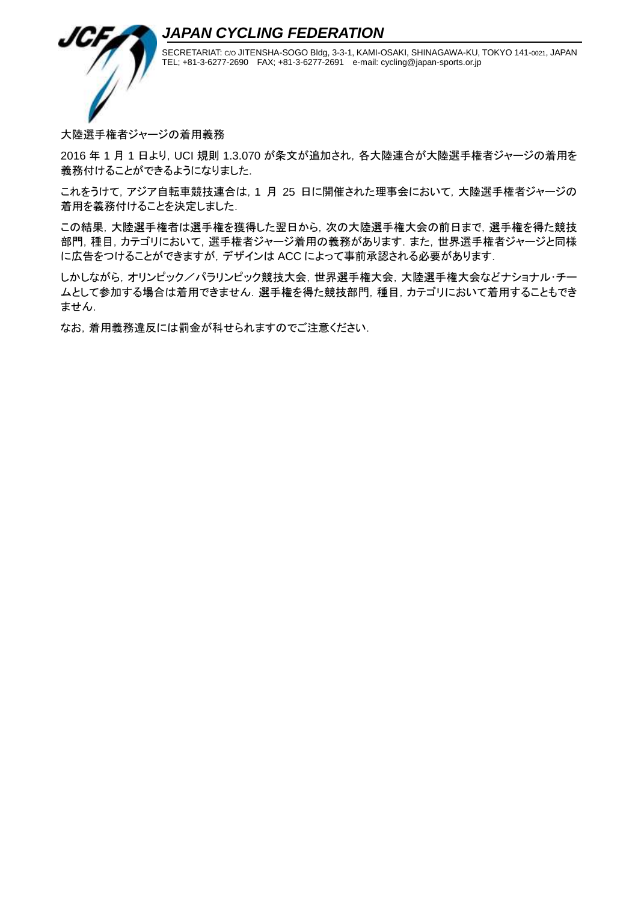# JAPAN CYCLING FEDERATION

SECRETARIAT: c/o JITENSHA-SOGO Bldg, 3-3-1, KAMI-OSAKI, SHINAGAWA-KU, TOKYO 141-0021, JAPAN
TEL; +81-3-6277-2690　FAX; +81-3-6277-2691　e-mail: cycling@japan-sports.or.jp

大陸選手権者ジャージの着用義務

2016 年 1 月 1 日より，UCI 規則 1.3.070 が条文が追加され，各大陸連合が大陸選手権者ジャージの着用を義務付けることができるようになりました．

これをうけて，アジア自転車競技連合は，1 月 25 日に開催された理事会において，大陸選手権者ジャージの着用を義務付けることを決定しました．

この結果，大陸選手権者は選手権を獲得した翌日から，次の大陸選手権大会の前日まで，選手権を得た競技部門，種目，カテゴリにおいて，選手権者ジャージ着用の義務があります．また，世界選手権者ジャージと同様に広告をつけることができますが，デザインは ACC によって事前承認される必要があります．

しかしながら，オリンピック／パラリンピック競技大会，世界選手権大会，大陸選手権大会などナショナル･チームとして参加する場合は着用できません．選手権を得た競技部門，種目，カテゴリにおいて着用することもできません．

なお，着用義務違反には罰金が科せられますのでご注意ください．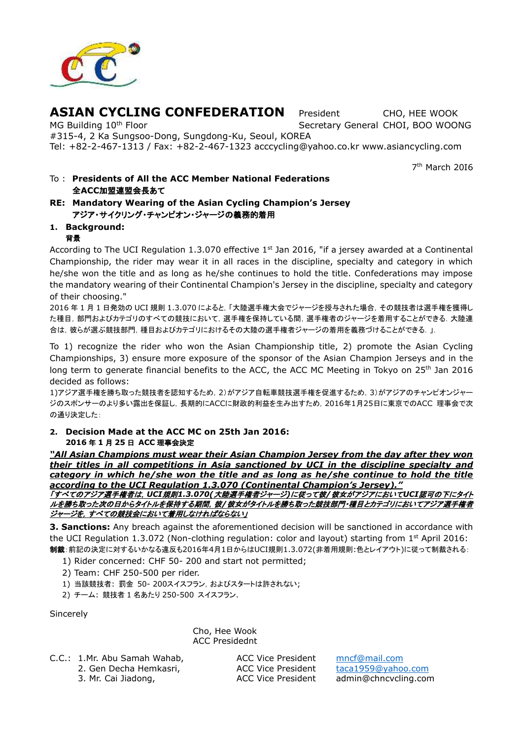# ASIAN CYCLING CONFEDERATION

President CHO, HEE WOOK
Secretary General CHOI, BOO WOONG

MG Building 10th Floor
#315-4, 2 Ka Sungsoo-Dong, Sungdong-Ku, Seoul, KOREA
Tel: +82-2-467-1313 / Fax: +82-2-467-1323 acccycling@yahoo.co.kr www.asiancycling.com

7th March 2016

To : **Presidents of All the ACC Member National Federations**
**全ACC加盟連盟会長あて**

**RE: Mandatory Wearing of the Asian Cycling Champion's Jersey**
**アジア・サイクリング・チャンピオン・ジャージの義務的着用**

**1. Background:**
**背景**

According to The UCI Regulation 1.3.070 effective 1st Jan 2016, "if a jersey awarded at a Continental Championship, the rider may wear it in all races in the discipline, specialty and category in which he/she won the title and as long as he/she continues to hold the title. Confederations may impose the mandatory wearing of their Continental Champion's Jersey in the discipline, specialty and category of their choosing."

2016 年 1 月 1 日発効の UCI 規則 1.3.070 によると,「大陸選手権大会でジャージを授与された場合，その競技者は選手権を獲得した種目，部門およびカテゴリのすべての競技において，選手権を保持している間，選手権者のジャージを着用することができる. 大陸連合は，彼らが選ぶ競技部門，種目およびカテゴリにおけるその大陸の選手権者ジャージの着用を義務づけることができる. 」.

To 1) recognize the rider who won the Asian Championship title, 2) promote the Asian Cycling Championships, 3) ensure more exposure of the sponsor of the Asian Champion Jerseys and in the long term to generate financial benefits to the ACC, the ACC MC Meeting in Tokyo on 25th Jan 2016 decided as follows:

1)アジア選手権を勝ち取った競技者を認知するため，2)がアジア自転車競技選手権を促進するため，3)がアジアのチャンピオンジャージのスポンサーのより多い露出を保証し，長期的にACCに財政的利益を生み出すため，2016年1月25日に東京でのACC 理事会で次の通り決定した:

**2. Decision Made at the ACC MC on 25th Jan 2016:**
**2016 年 1 月 25 日 ACC 理事会決定**

***<u>"All Asian Champions must wear their Asian Champion Jersey from the day after they won their titles in all competitions in Asia sanctioned by UCI in the discipline specialty and category in which he/she won the title and as long as he/she continue to hold the title according to the UCI Regulation 1.3.070 (Continental Champion's Jersey)."</u>***

***<u>「すべてのアジア選手権者は，UCI規則1.3.070(大陸選手権者ジャージ)に従って彼/彼女がアジアにおいてUCI認可の下にタイトルを勝ち取った次の日からタイトルを保持する期間，彼/彼女がタイトルを勝ち取った競技部門・種目とカテゴリにおいてアジア選手権者ジャージを，すべての競技会において着用しなければならない」</u>***

**3. Sanctions:** Any breach against the aforementioned decision will be sanctioned in accordance with the UCI Regulation 1.3.072 (Non-clothing regulation: color and layout) starting from 1st April 2016:
**制裁**:前記の決定に対するいかなる違反も2016年4月1日からはUCI規則1.3.072(非着用規則:色とレイアウト)に従って制裁される:

1) Rider concerned: CHF 50- 200 and start not permitted;
2) Team: CHF 250-500 per rider.

1) 当該競技者: 罰金 50- 200スイスフラン，およびスタートは許されない;
2) チーム: 競技者 1 名あたり 250-500 スイスフラン.

Sincerely

Cho, Hee Wook
ACC Presidednt

C.C.:

| | | |
|---|---|---|
| 1.Mr. Abu Samah Wahab, | ACC Vice President | mncf@mail.com |
| 2. Gen Decha Hemkasri, | ACC Vice President | taca1959@yahoo.com |
| 3. Mr. Cai Jiadong, | ACC Vice President | admin@chncvcling.com |